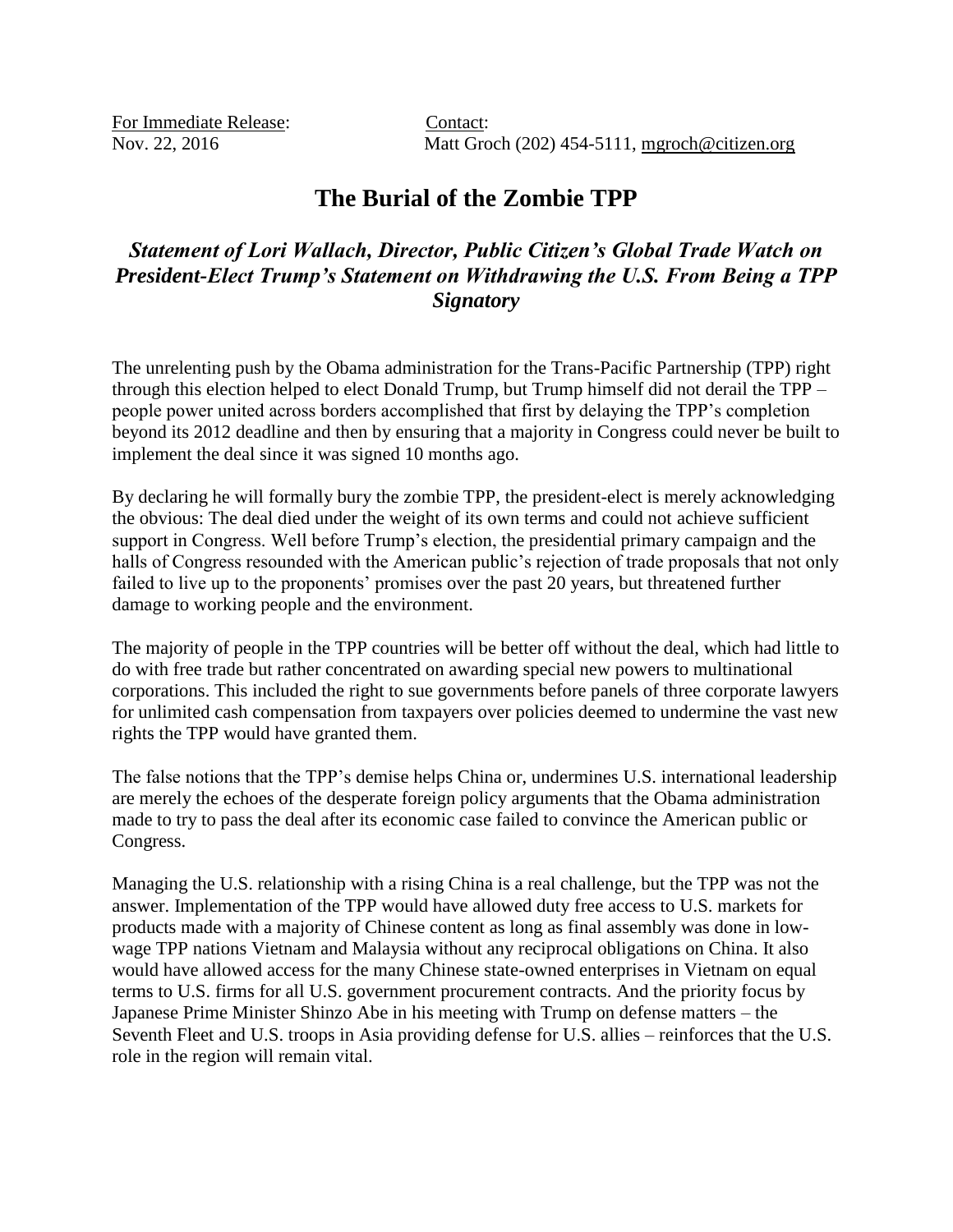For Immediate Release: Contact:
Nov. 22, 2016 Matt Groch (202) 454-5111, mgroch@citizen.org

# The Burial of the Zombie TPP

## *Statement of Lori Wallach, Director, Public Citizen's Global Trade Watch on President-Elect Trump's Statement on Withdrawing the U.S. From Being a TPP Signatory*

The unrelenting push by the Obama administration for the Trans-Pacific Partnership (TPP) right through this election helped to elect Donald Trump, but Trump himself did not derail the TPP – people power united across borders accomplished that first by delaying the TPP's completion beyond its 2012 deadline and then by ensuring that a majority in Congress could never be built to implement the deal since it was signed 10 months ago.

By declaring he will formally bury the zombie TPP, the president-elect is merely acknowledging the obvious: The deal died under the weight of its own terms and could not achieve sufficient support in Congress. Well before Trump's election, the presidential primary campaign and the halls of Congress resounded with the American public's rejection of trade proposals that not only failed to live up to the proponents' promises over the past 20 years, but threatened further damage to working people and the environment.

The majority of people in the TPP countries will be better off without the deal, which had little to do with free trade but rather concentrated on awarding special new powers to multinational corporations. This included the right to sue governments before panels of three corporate lawyers for unlimited cash compensation from taxpayers over policies deemed to undermine the vast new rights the TPP would have granted them.

The false notions that the TPP's demise helps China or, undermines U.S. international leadership are merely the echoes of the desperate foreign policy arguments that the Obama administration made to try to pass the deal after its economic case failed to convince the American public or Congress.

Managing the U.S. relationship with a rising China is a real challenge, but the TPP was not the answer. Implementation of the TPP would have allowed duty free access to U.S. markets for products made with a majority of Chinese content as long as final assembly was done in low-wage TPP nations Vietnam and Malaysia without any reciprocal obligations on China. It also would have allowed access for the many Chinese state-owned enterprises in Vietnam on equal terms to U.S. firms for all U.S. government procurement contracts. And the priority focus by Japanese Prime Minister Shinzo Abe in his meeting with Trump on defense matters – the Seventh Fleet and U.S. troops in Asia providing defense for U.S. allies – reinforces that the U.S. role in the region will remain vital.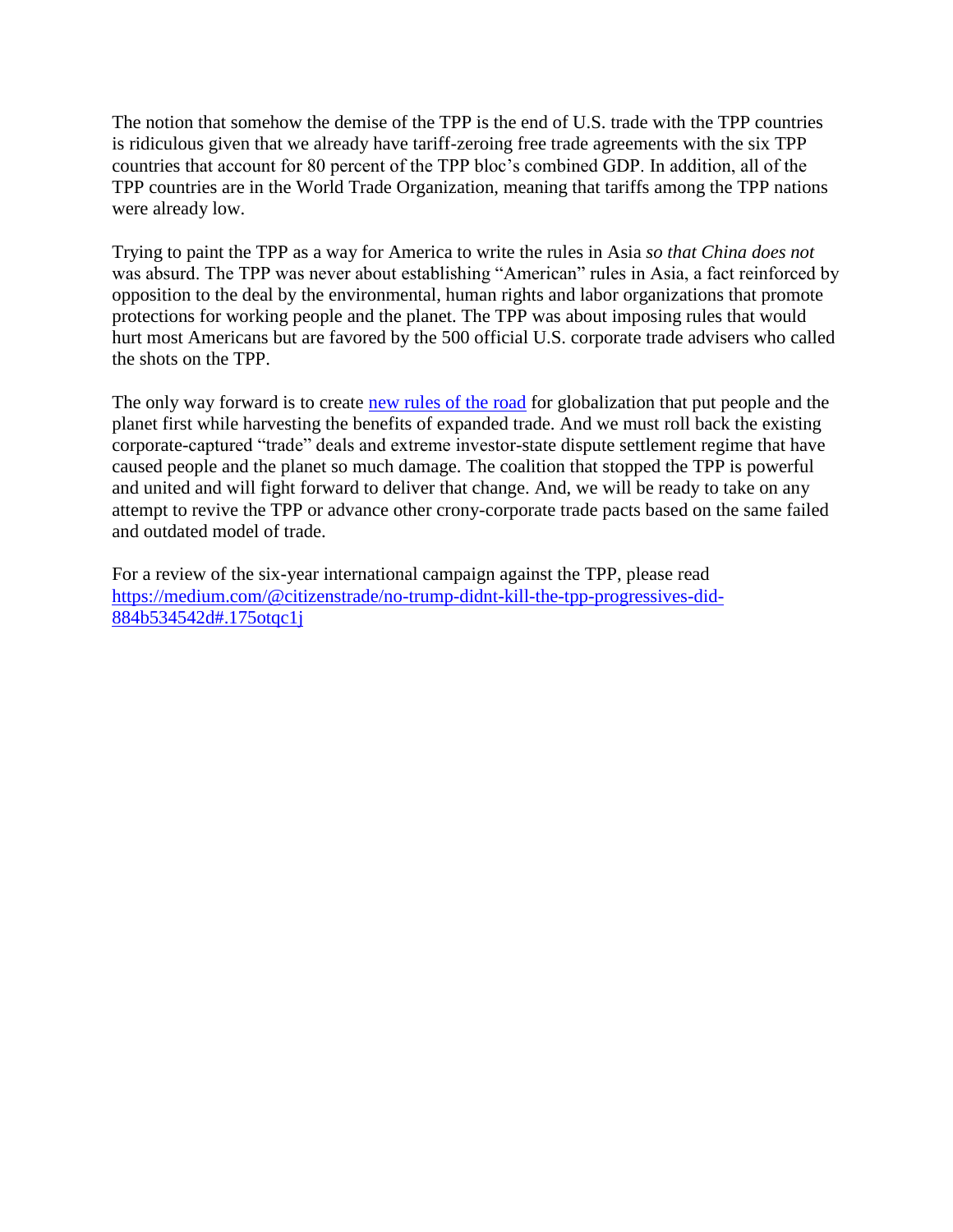The notion that somehow the demise of the TPP is the end of U.S. trade with the TPP countries is ridiculous given that we already have tariff-zeroing free trade agreements with the six TPP countries that account for 80 percent of the TPP bloc's combined GDP. In addition, all of the TPP countries are in the World Trade Organization, meaning that tariffs among the TPP nations were already low.

Trying to paint the TPP as a way for America to write the rules in Asia *so that China does not* was absurd. The TPP was never about establishing "American" rules in Asia, a fact reinforced by opposition to the deal by the environmental, human rights and labor organizations that promote protections for working people and the planet. The TPP was about imposing rules that would hurt most Americans but are favored by the 500 official U.S. corporate trade advisers who called the shots on the TPP.

The only way forward is to create new rules of the road for globalization that put people and the planet first while harvesting the benefits of expanded trade. And we must roll back the existing corporate-captured "trade" deals and extreme investor-state dispute settlement regime that have caused people and the planet so much damage. The coalition that stopped the TPP is powerful and united and will fight forward to deliver that change. And, we will be ready to take on any attempt to revive the TPP or advance other crony-corporate trade pacts based on the same failed and outdated model of trade.

For a review of the six-year international campaign against the TPP, please read https://medium.com/@citizenstrade/no-trump-didnt-kill-the-tpp-progressives-did-884b534542d#.175otqc1j